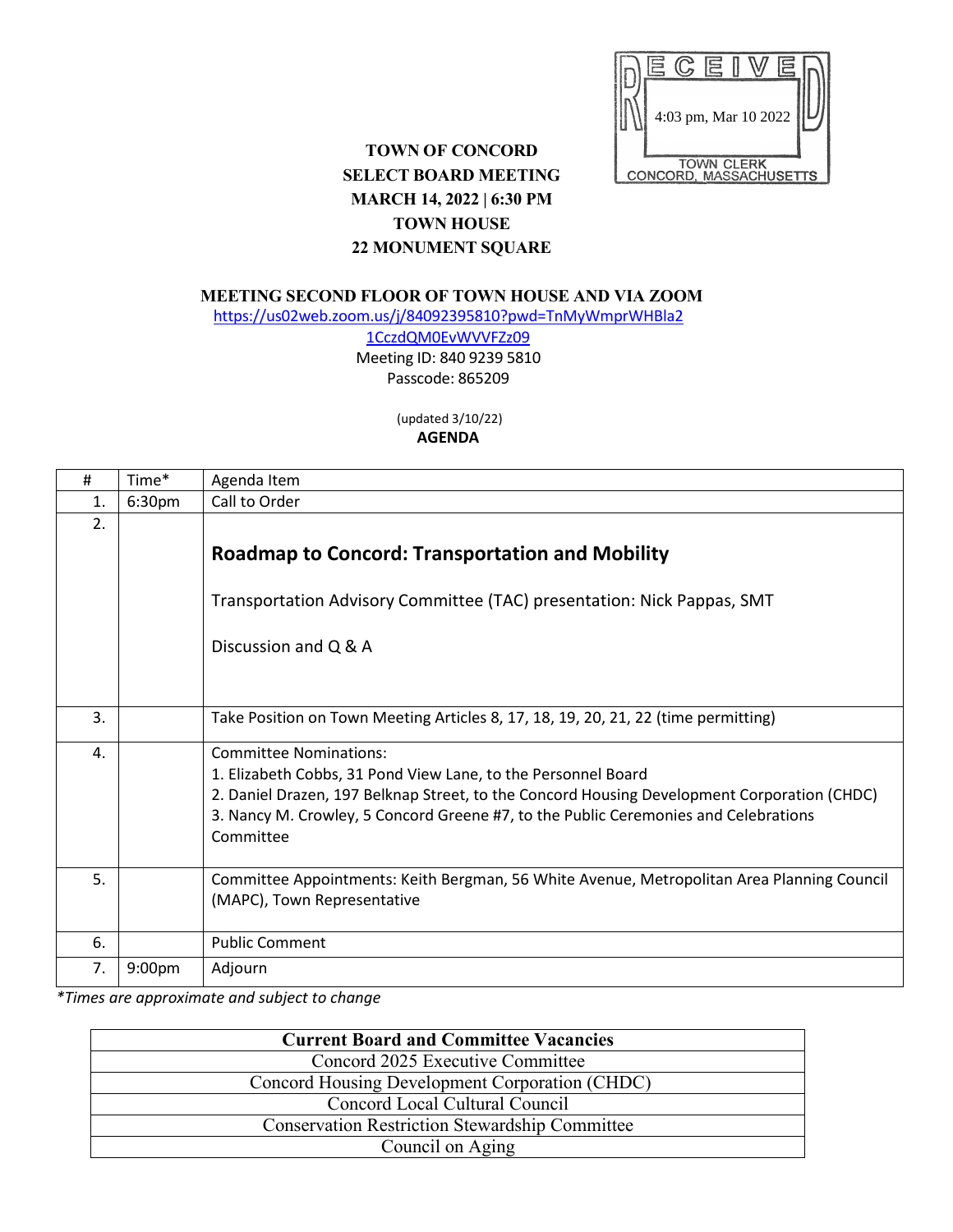RECEIVED
4:03 pm, Mar 10 2022
TOWN CLERK
CONCORD, MASSACHUSETTS

**TOWN OF CONCORD**
**SELECT BOARD MEETING**
**MARCH 14, 2022 | 6:30 PM**
**TOWN HOUSE**
**22 MONUMENT SQUARE**

**MEETING SECOND FLOOR OF TOWN HOUSE AND VIA ZOOM**

https://us02web.zoom.us/j/84092395810?pwd=TnMyWmprWHBla21CczdQM0EvWVVFZz09

Meeting ID: 840 9239 5810
Passcode: 865209

(updated 3/10/22)

**AGENDA**

| # | Time* | Agenda Item |
|---|---|---|
| 1. | 6:30pm | Call to Order |
| 2. | | **Roadmap to Concord: Transportation and Mobility**<br><br>Transportation Advisory Committee (TAC) presentation: Nick Pappas, SMT<br><br>Discussion and Q & A |
| 3. | | Take Position on Town Meeting Articles 8, 17, 18, 19, 20, 21, 22 (time permitting) |
| 4. | | Committee Nominations:<br>1. Elizabeth Cobbs, 31 Pond View Lane, to the Personnel Board<br>2. Daniel Drazen, 197 Belknap Street, to the Concord Housing Development Corporation (CHDC)<br>3. Nancy M. Crowley, 5 Concord Greene #7, to the Public Ceremonies and Celebrations Committee |
| 5. | | Committee Appointments: Keith Bergman, 56 White Avenue, Metropolitan Area Planning Council (MAPC), Town Representative |
| 6. | | Public Comment |
| 7. | 9:00pm | Adjourn |

*\*Times are approximate and subject to change*

| **Current Board and Committee Vacancies** |
|---|
| Concord 2025 Executive Committee |
| Concord Housing Development Corporation (CHDC) |
| Concord Local Cultural Council |
| Conservation Restriction Stewardship Committee |
| Council on Aging |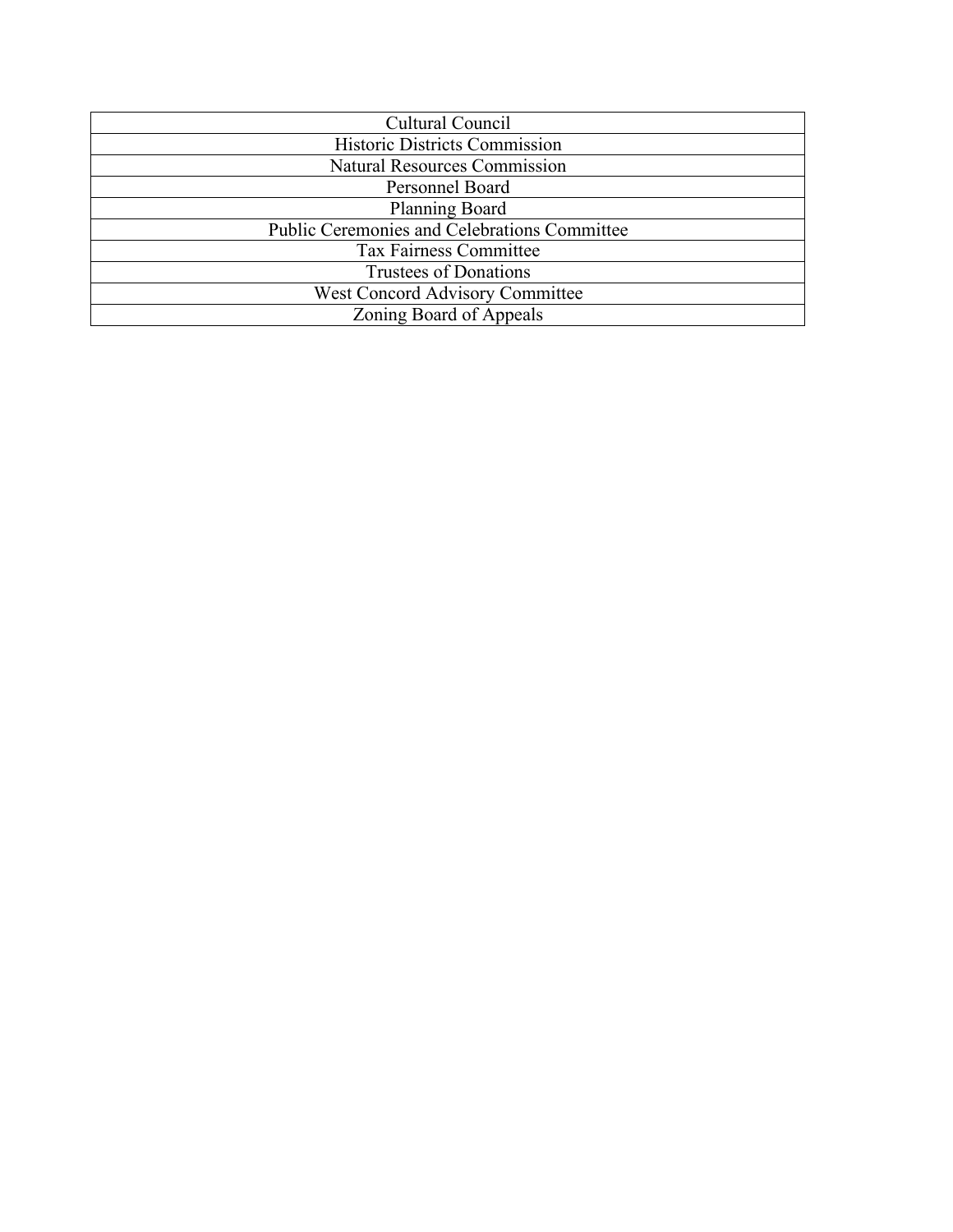| |
| --- |
| Cultural Council |
| Historic Districts Commission |
| Natural Resources Commission |
| Personnel Board |
| Planning Board |
| Public Ceremonies and Celebrations Committee |
| Tax Fairness Committee |
| Trustees of Donations |
| West Concord Advisory Committee |
| Zoning Board of Appeals |